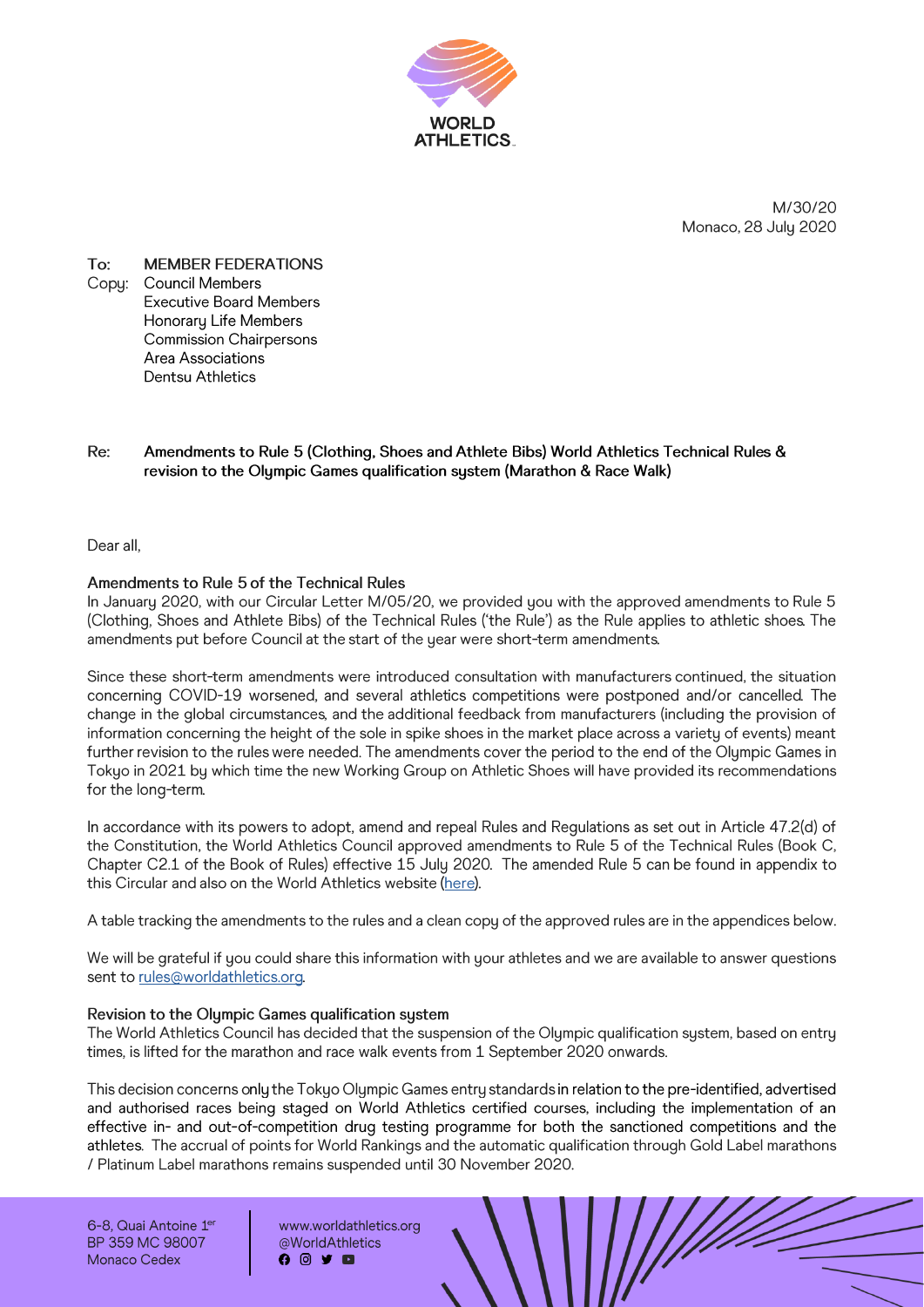M/30/20
Monaco, 28 July 2020

**To:** MEMBER FEDERATIONS
**Copy:** Council Members
Executive Board Members
Honorary Life Members
Commission Chairpersons
Area Associations
Dentsu Athletics

**Re: Amendments to Rule 5 (Clothing, Shoes and Athlete Bibs) World Athletics Technical Rules & revision to the Olympic Games qualification system (Marathon & Race Walk)**

Dear all,

**Amendments to Rule 5 of the Technical Rules**

In January 2020, with our Circular Letter M/05/20, we provided you with the approved amendments to Rule 5 (Clothing, Shoes and Athlete Bibs) of the Technical Rules ('the Rule') as the Rule applies to athletic shoes. The amendments put before Council at the start of the year were short-term amendments.

Since these short-term amendments were introduced consultation with manufacturers continued, the situation concerning COVID-19 worsened, and several athletics competitions were postponed and/or cancelled. The change in the global circumstances, and the additional feedback from manufacturers (including the provision of information concerning the height of the sole in spike shoes in the market place across a variety of events) meant further revision to the rules were needed. The amendments cover the period to the end of the Olympic Games in Tokyo in 2021 by which time the new Working Group on Athletic Shoes will have provided its recommendations for the long-term.

In accordance with its powers to adopt, amend and repeal Rules and Regulations as set out in Article 47.2(d) of the Constitution, the World Athletics Council approved amendments to Rule 5 of the Technical Rules (Book C, Chapter C2.1 of the Book of Rules) effective 15 July 2020. The amended Rule 5 can be found in appendix to this Circular and also on the World Athletics website (here).

A table tracking the amendments to the rules and a clean copy of the approved rules are in the appendices below.

We will be grateful if you could share this information with your athletes and we are available to answer questions sent to rules@worldathletics.org.

**Revision to the Olympic Games qualification system**

The World Athletics Council has decided that the suspension of the Olympic qualification system, based on entry times, is lifted for the marathon and race walk events from 1 September 2020 onwards.

This decision concerns only the Tokyo Olympic Games entry standards in relation to the pre-identified, advertised and authorised races being staged on World Athletics certified courses, including the implementation of an effective in- and out-of-competition drug testing programme for both the sanctioned competitions and the athletes. The accrual of points for World Rankings and the automatic qualification through Gold Label marathons / Platinum Label marathons remains suspended until 30 November 2020.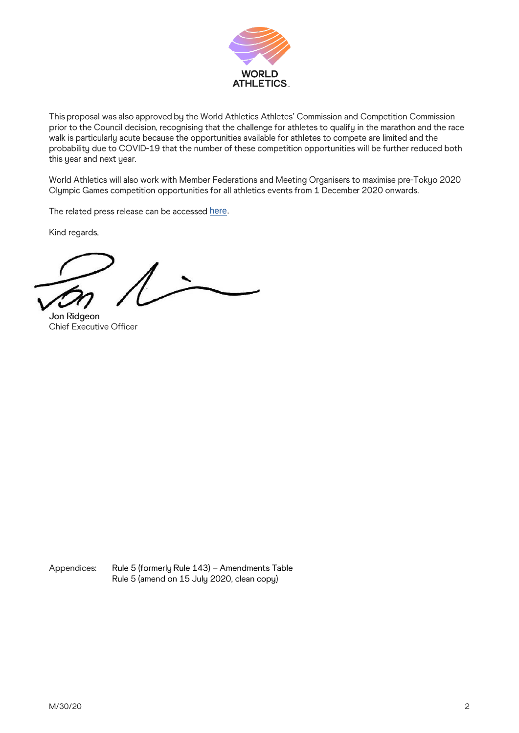This proposal was also approved by the World Athletics Athletes' Commission and Competition Commission prior to the Council decision, recognising that the challenge for athletes to qualify in the marathon and the race walk is particularly acute because the opportunities available for athletes to compete are limited and the probability due to COVID-19 that the number of these competition opportunities will be further reduced both this year and next year.

World Athletics will also work with Member Federations and Meeting Organisers to maximise pre-Tokyo 2020 Olympic Games competition opportunities for all athletics events from 1 December 2020 onwards.

The related press release can be accessed here.

Kind regards,

**Jon Ridgeon**
Chief Executive Officer

Appendices: Rule 5 (formerly Rule 143) – Amendments Table
Rule 5 (amend on 15 July 2020, clean copy)

M/30/20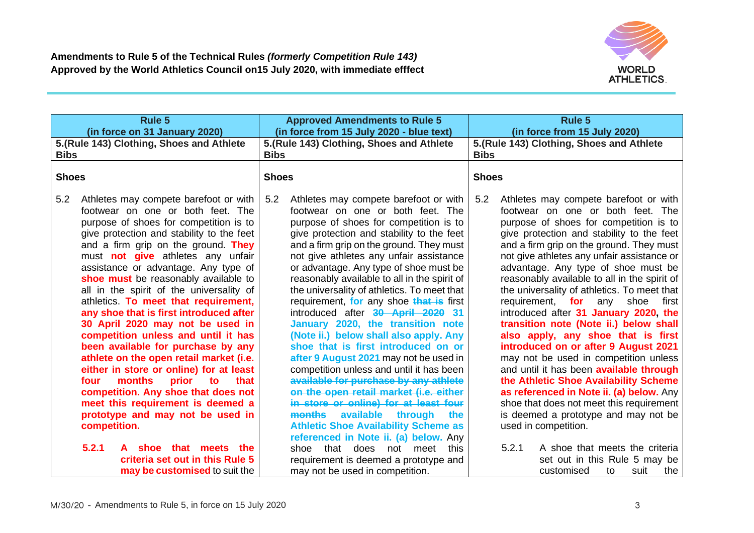**Amendments to Rule 5 of the Technical Rules *(formerly Competition Rule 143)***
**Approved by the World Athletics Council on15 July 2020, with immediate efffect**

| Rule 5 (in force on 31 January 2020) | Approved Amendments to Rule 5 (in force from 15 July 2020 - blue text) | Rule 5 (in force from 15 July 2020) |
|---|---|---|
| **5.(Rule 143) Clothing, Shoes and Athlete Bibs** | **5.(Rule 143) Clothing, Shoes and Athlete Bibs** | **5.(Rule 143) Clothing, Shoes and Athlete Bibs** |
| **Shoes**<br><br>5.2 Athletes may compete barefoot or with footwear on one or both feet. The purpose of shoes for competition is to give protection and stability to the feet and a firm grip on the ground. **They** must **not give** athletes any unfair assistance or advantage. Any type of **shoe must** be reasonably available to all in the spirit of the universality of athletics. **To meet that requirement, any shoe that is first introduced after 30 April 2020 may not be used in competition unless and until it has been available for purchase by any athlete on the open retail market (i.e. either in store or online) for at least four months prior to that competition. Any shoe that does not meet this requirement is deemed a prototype and may not be used in competition.**<br><br>**5.2.1 A shoe that meets the criteria set out in this Rule 5 may be customised** to suit the | **Shoes**<br><br>5.2 Athletes may compete barefoot or with footwear on one or both feet. The purpose of shoes for competition is to give protection and stability to the feet and a firm grip on the ground. They must not give athletes any unfair assistance or advantage. Any type of shoe must be reasonably available to all in the spirit of the universality of athletics. To meet that requirement, **for** any shoe ~~that is~~ first introduced after ~~30 April 2020~~ **31 January 2020, the transition note (Note ii.) below shall also apply. Any shoe that is first introduced on or after 9 August 2021** may not be used in competition unless and until it has been ~~available for purchase by any athlete on the open retail market (i.e. either in store or online) for at least four months~~ **available through the Athletic Shoe Availability Scheme as referenced in Note ii. (a) below.** Any shoe that does not meet this requirement is deemed a prototype and may not be used in competition. | **Shoes**<br><br>5.2 Athletes may compete barefoot or with footwear on one or both feet. The purpose of shoes for competition is to give protection and stability to the feet and a firm grip on the ground. They must not give athletes any unfair assistance or advantage. Any type of shoe must be reasonably available to all in the spirit of the universality of athletics. To meet that requirement, **for** any shoe first introduced after **31 January 2020, the transition note (Note ii.) below shall also apply, any shoe that is first introduced on or after 9 August 2021** may not be used in competition unless and until it has been **available through the Athletic Shoe Availability Scheme as referenced in Note ii. (a) below.** Any shoe that does not meet this requirement is deemed a prototype and may not be used in competition.<br><br>5.2.1 A shoe that meets the criteria set out in this Rule 5 may be customised to suit the |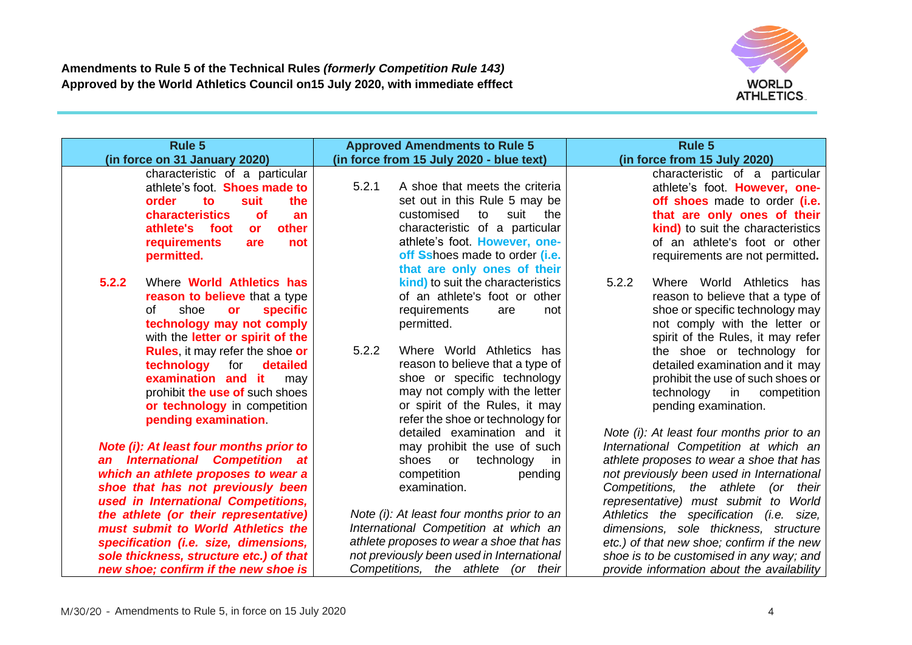**Amendments to Rule 5 of the Technical Rules *(formerly Competition Rule 143)***
**Approved by the World Athletics Council on15 July 2020, with immediate efffect**

| Rule 5 (in force on 31 January 2020) | Approved Amendments to Rule 5 (in force from 15 July 2020 - blue text) | Rule 5 (in force from 15 July 2020) |
| --- | --- | --- |
| characteristic of a particular athlete's foot. **Shoes made to order to suit the characteristics of an athlete's foot or other requirements are not permitted.**<br><br>**5.2.2** Where **World Athletics has reason to believe** that a type of shoe **or specific technology may not comply** with the **letter or spirit of the Rules**, it may refer the shoe **or technology** for **detailed examination and it** may prohibit **the use of** such shoes **or technology** in competition **pending examination**.<br><br>***Note (i): At least four months prior to an International Competition at which an athlete proposes to wear a shoe that has not previously been used in International Competitions, the athlete (or their representative) must submit to World Athletics the specification (i.e. size, dimensions, sole thickness, structure etc.) of that new shoe; confirm if the new shoe is*** | 5.2.1 A shoe that meets the criteria set out in this Rule 5 may be customised to suit the characteristic of a particular athlete's foot. **However, one-off ~~S~~shoes** made to order **(i.e. that are only ones of their kind)** to suit the characteristics of an athlete's foot or other requirements are not permitted.<br><br>5.2.2 Where World Athletics has reason to believe that a type of shoe or specific technology may not comply with the letter or spirit of the Rules, it may refer the shoe or technology for detailed examination and it may prohibit the use of such shoes or technology in competition pending examination.<br><br>*Note (i): At least four months prior to an International Competition at which an athlete proposes to wear a shoe that has not previously been used in International Competitions, the athlete (or their* | characteristic of a particular athlete's foot. **However, one-off shoes** made to order **(i.e. that are only ones of their kind)** to suit the characteristics of an athlete's foot or other requirements are not permitted.<br><br>5.2.2 Where World Athletics has reason to believe that a type of shoe or specific technology may not comply with the letter or spirit of the Rules, it may refer the shoe or technology for detailed examination and it may prohibit the use of such shoes or technology in competition pending examination.<br><br>*Note (i): At least four months prior to an International Competition at which an athlete proposes to wear a shoe that has not previously been used in International Competitions, the athlete (or their representative) must submit to World Athletics the specification (i.e. size, dimensions, sole thickness, structure etc.) of that new shoe; confirm if the new shoe is to be customised in any way; and provide information about the availability* |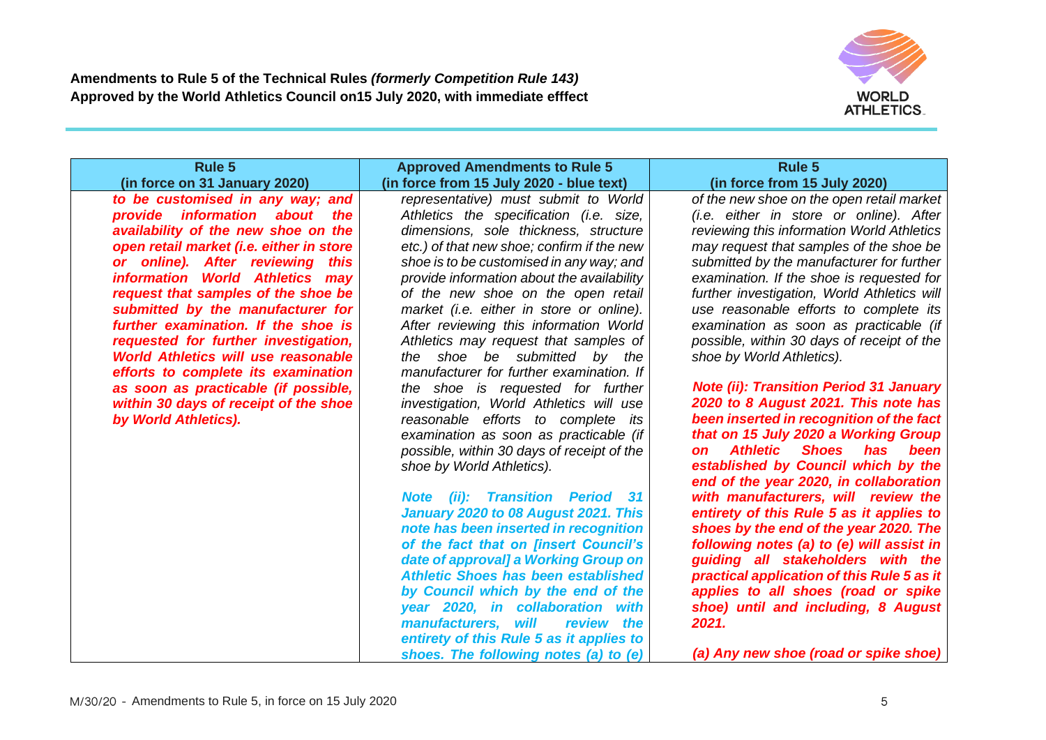**Amendments to Rule 5 of the Technical Rules *(formerly Competition Rule 143)***
**Approved by the World Athletics Council on15 July 2020, with immediate efffect**

| Rule 5 (in force on 31 January 2020) | Approved Amendments to Rule 5 (in force from 15 July 2020 - blue text) | Rule 5 (in force from 15 July 2020) |
|---|---|---|
| ***to be customised in any way; and provide information about the availability of the new shoe on the open retail market (i.e. either in store or online). After reviewing this information World Athletics may request that samples of the shoe be submitted by the manufacturer for further examination. If the shoe is requested for further investigation, World Athletics will use reasonable efforts to complete its examination as soon as practicable (if possible, within 30 days of receipt of the shoe by World Athletics).*** | *representative) must submit to World Athletics the specification (i.e. size, dimensions, sole thickness, structure etc.) of that new shoe; confirm if the new shoe is to be customised in any way; and provide information about the availability of the new shoe on the open retail market (i.e. either in store or online). After reviewing this information World Athletics may request that samples of the shoe be submitted by the manufacturer for further examination. If the shoe is requested for further investigation, World Athletics will use reasonable efforts to complete its examination as soon as practicable (if possible, within 30 days of receipt of the shoe by World Athletics).*<br><br>***Note (ii): Transition Period 31 January 2020 to 08 August 2021. This note has been inserted in recognition of the fact that on [insert Council's date of approval] a Working Group on Athletic Shoes has been established by Council which by the end of the year 2020, in collaboration with manufacturers, will review the entirety of this Rule 5 as it applies to shoes. The following notes (a) to (e)*** | *of the new shoe on the open retail market (i.e. either in store or online). After reviewing this information World Athletics may request that samples of the shoe be submitted by the manufacturer for further examination. If the shoe is requested for further investigation, World Athletics will use reasonable efforts to complete its examination as soon as practicable (if possible, within 30 days of receipt of the shoe by World Athletics).*<br><br>***Note (ii): Transition Period 31 January 2020 to 8 August 2021. This note has been inserted in recognition of the fact that on 15 July 2020 a Working Group on Athletic Shoes has been established by Council which by the end of the year 2020, in collaboration with manufacturers, will review the entirety of this Rule 5 as it applies to shoes by the end of the year 2020. The following notes (a) to (e) will assist in guiding all stakeholders with the practical application of this Rule 5 as it applies to all shoes (road or spike shoe) until and including, 8 August 2021.***<br><br>***(a) Any new shoe (road or spike shoe)*** |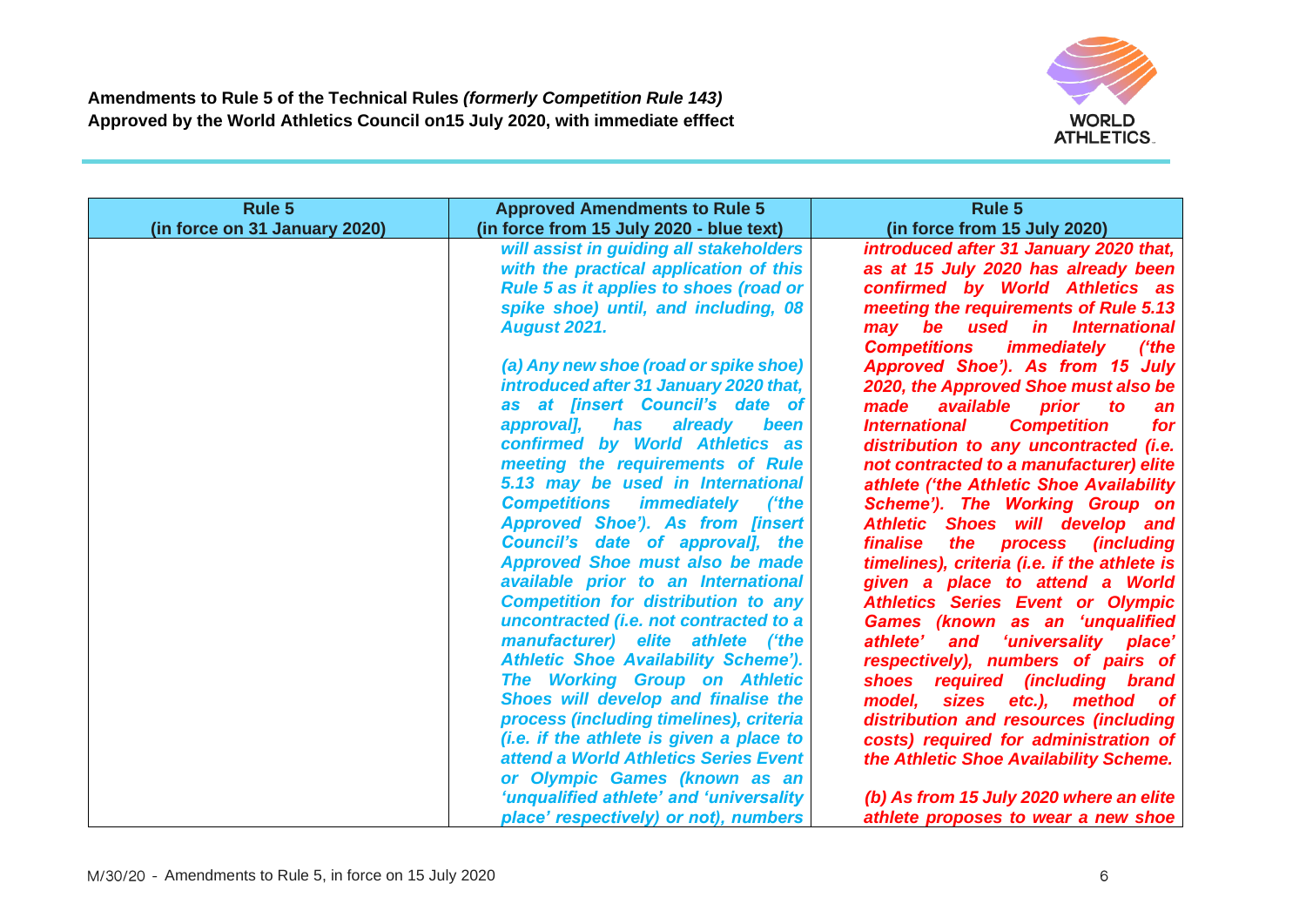**Amendments to Rule 5 of the Technical Rules *(formerly Competition Rule 143)***
**Approved by the World Athletics Council on15 July 2020, with immediate efffect**

| Rule 5 (in force on 31 January 2020) | Approved Amendments to Rule 5 (in force from 15 July 2020 - blue text) | Rule 5 (in force from 15 July 2020) |
|---|---|---|
| | ***will assist in guiding all stakeholders with the practical application of this Rule 5 as it applies to shoes (road or spike shoe) until, and including, 08 August 2021.***<br><br>***(a) Any new shoe (road or spike shoe) introduced after 31 January 2020 that, as at [insert Council's date of approval], has already been confirmed by World Athletics as meeting the requirements of Rule 5.13 may be used in International Competitions immediately ('the Approved Shoe'). As from [insert Council's date of approval], the Approved Shoe must also be made available prior to an International Competition for distribution to any uncontracted (i.e. not contracted to a manufacturer) elite athlete ('the Athletic Shoe Availability Scheme'). The Working Group on Athletic Shoes will develop and finalise the process (including timelines), criteria (i.e. if the athlete is given a place to attend a World Athletics Series Event or Olympic Games (known as an 'unqualified athlete' and 'universality place' respectively) or not), numbers*** | ***introduced after 31 January 2020 that, as at 15 July 2020 has already been confirmed by World Athletics as meeting the requirements of Rule 5.13 may be used in International Competitions immediately ('the Approved Shoe'). As from 15 July 2020, the Approved Shoe must also be made available prior to an International Competition for distribution to any uncontracted (i.e. not contracted to a manufacturer) elite athlete ('the Athletic Shoe Availability Scheme'). The Working Group on Athletic Shoes will develop and finalise the process (including timelines), criteria (i.e. if the athlete is given a place to attend a World Athletics Series Event or Olympic Games (known as an 'unqualified athlete' and 'universality place' respectively), numbers of pairs of shoes required (including brand model, sizes etc.), method of distribution and resources (including costs) required for administration of the Athletic Shoe Availability Scheme.***<br><br>***(b) As from 15 July 2020 where an elite athlete proposes to wear a new shoe*** |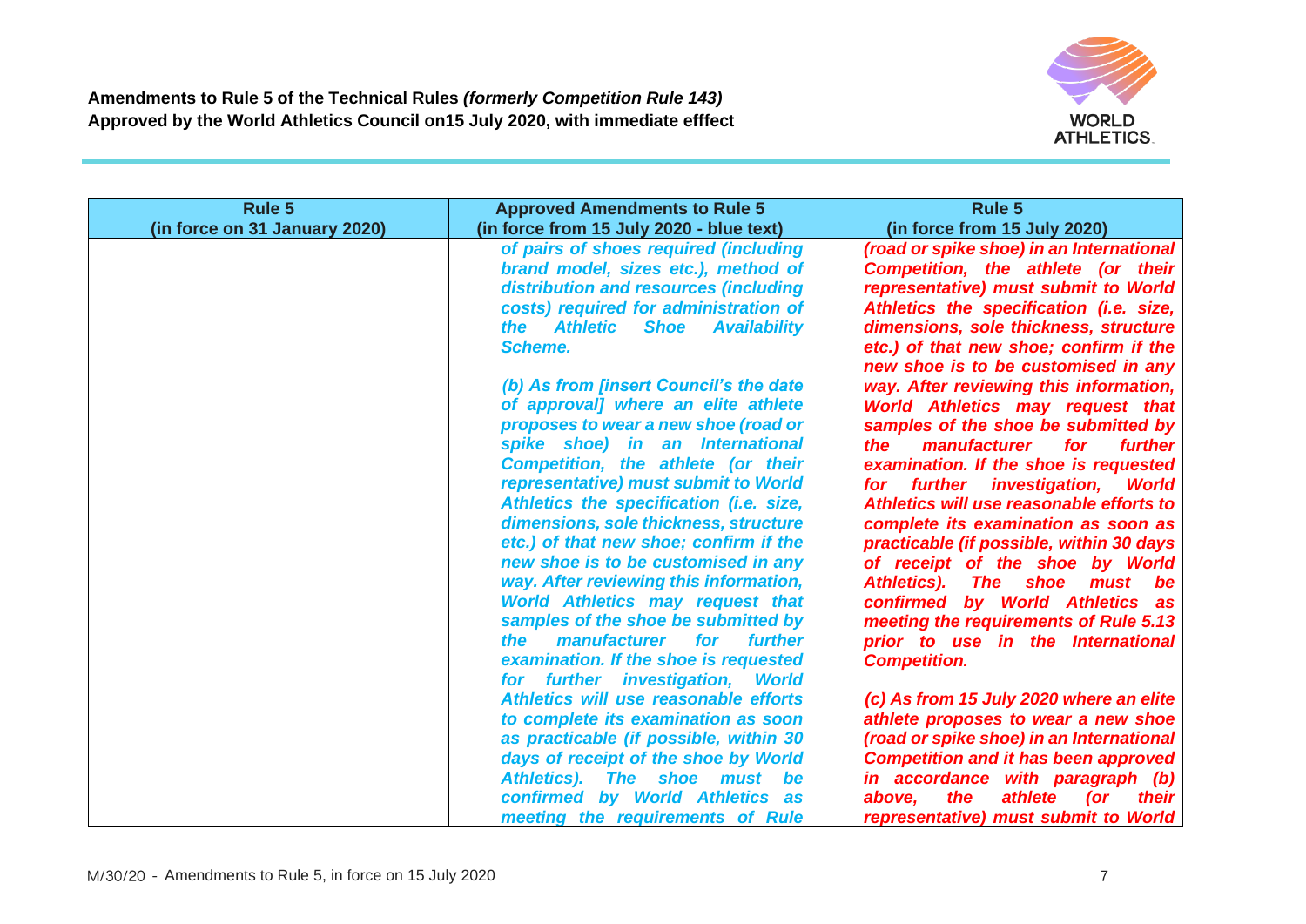**Amendments to Rule 5 of the Technical Rules *(formerly Competition Rule 143)***
**Approved by the World Athletics Council on15 July 2020, with immediate efffect**

| Rule 5 (in force on 31 January 2020) | Approved Amendments to Rule 5 (in force from 15 July 2020 - blue text) | Rule 5 (in force from 15 July 2020) |
|---|---|---|
| | ***of pairs of shoes required (including brand model, sizes etc.), method of distribution and resources (including costs) required for administration of the Athletic Shoe Availability Scheme.*** <br><br> ***(b) As from [insert Council's the date of approval] where an elite athlete proposes to wear a new shoe (road or spike shoe) in an International Competition, the athlete (or their representative) must submit to World Athletics the specification (i.e. size, dimensions, sole thickness, structure etc.) of that new shoe; confirm if the new shoe is to be customised in any way. After reviewing this information, World Athletics may request that samples of the shoe be submitted by the manufacturer for further examination. If the shoe is requested for further investigation, World Athletics will use reasonable efforts to complete its examination as soon as practicable (if possible, within 30 days of receipt of the shoe by World Athletics). The shoe must be confirmed by World Athletics as meeting the requirements of Rule*** | ***(road or spike shoe) in an International Competition, the athlete (or their representative) must submit to World Athletics the specification (i.e. size, dimensions, sole thickness, structure etc.) of that new shoe; confirm if the new shoe is to be customised in any way. After reviewing this information, World Athletics may request that samples of the shoe be submitted by the manufacturer for further examination. If the shoe is requested for further investigation, World Athletics will use reasonable efforts to complete its examination as soon as practicable (if possible, within 30 days of receipt of the shoe by World Athletics). The shoe must be confirmed by World Athletics as meeting the requirements of Rule 5.13 prior to use in the International Competition.*** <br><br> ***(c) As from 15 July 2020 where an elite athlete proposes to wear a new shoe (road or spike shoe) in an International Competition and it has been approved in accordance with paragraph (b) above, the athlete (or their representative) must submit to World*** |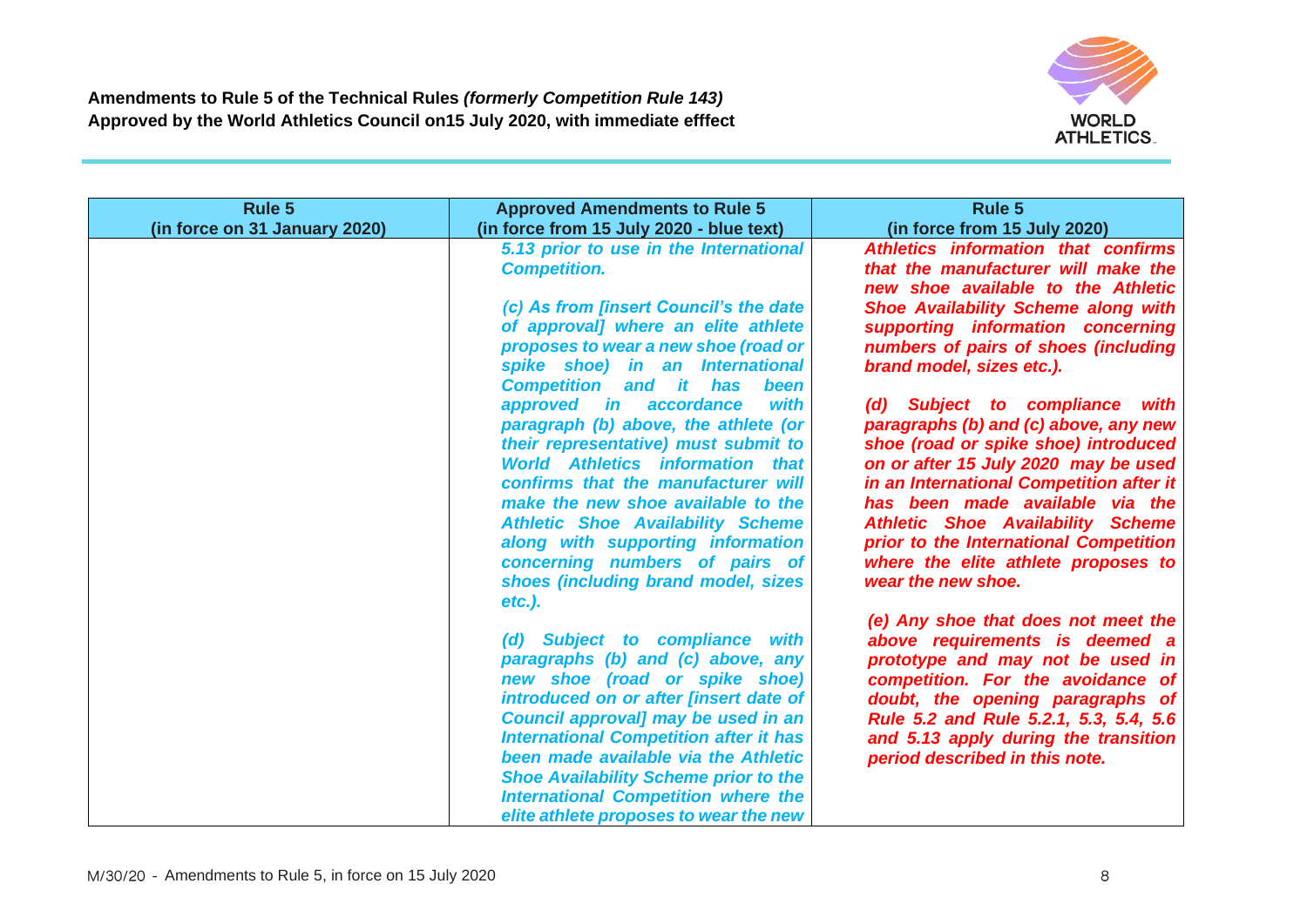**Amendments to Rule 5 of the Technical Rules *(formerly Competition Rule 143)***
**Approved by the World Athletics Council on15 July 2020, with immediate efffect**

| Rule 5 (in force on 31 January 2020) | Approved Amendments to Rule 5 (in force from 15 July 2020 - blue text) | Rule 5 (in force from 15 July 2020) |
|---|---|---|
| | ***5.13 prior to use in the International Competition.***<br><br>***(c) As from [insert Council's the date of approval] where an elite athlete proposes to wear a new shoe (road or spike shoe) in an International Competition and it has been approved in accordance with paragraph (b) above, the athlete (or their representative) must submit to World Athletics information that confirms that the manufacturer will make the new shoe available to the Athletic Shoe Availability Scheme along with supporting information concerning numbers of pairs of shoes (including brand model, sizes etc.).***<br><br>***(d) Subject to compliance with paragraphs (b) and (c) above, any new shoe (road or spike shoe) introduced on or after [insert date of Council approval] may be used in an International Competition after it has been made available via the Athletic Shoe Availability Scheme prior to the International Competition where the elite athlete proposes to wear the new*** | ***Athletics information that confirms that the manufacturer will make the new shoe available to the Athletic Shoe Availability Scheme along with supporting information concerning numbers of pairs of shoes (including brand model, sizes etc.).***<br><br>***(d) Subject to compliance with paragraphs (b) and (c) above, any new shoe (road or spike shoe) introduced on or after 15 July 2020 may be used in an International Competition after it has been made available via the Athletic Shoe Availability Scheme prior to the International Competition where the elite athlete proposes to wear the new shoe.***<br><br>***(e) Any shoe that does not meet the above requirements is deemed a prototype and may not be used in competition. For the avoidance of doubt, the opening paragraphs of Rule 5.2 and Rule 5.2.1, 5.3, 5.4, 5.6 and 5.13 apply during the transition period described in this note.*** |

M/30/20 - Amendments to Rule 5, in force on 15 July 2020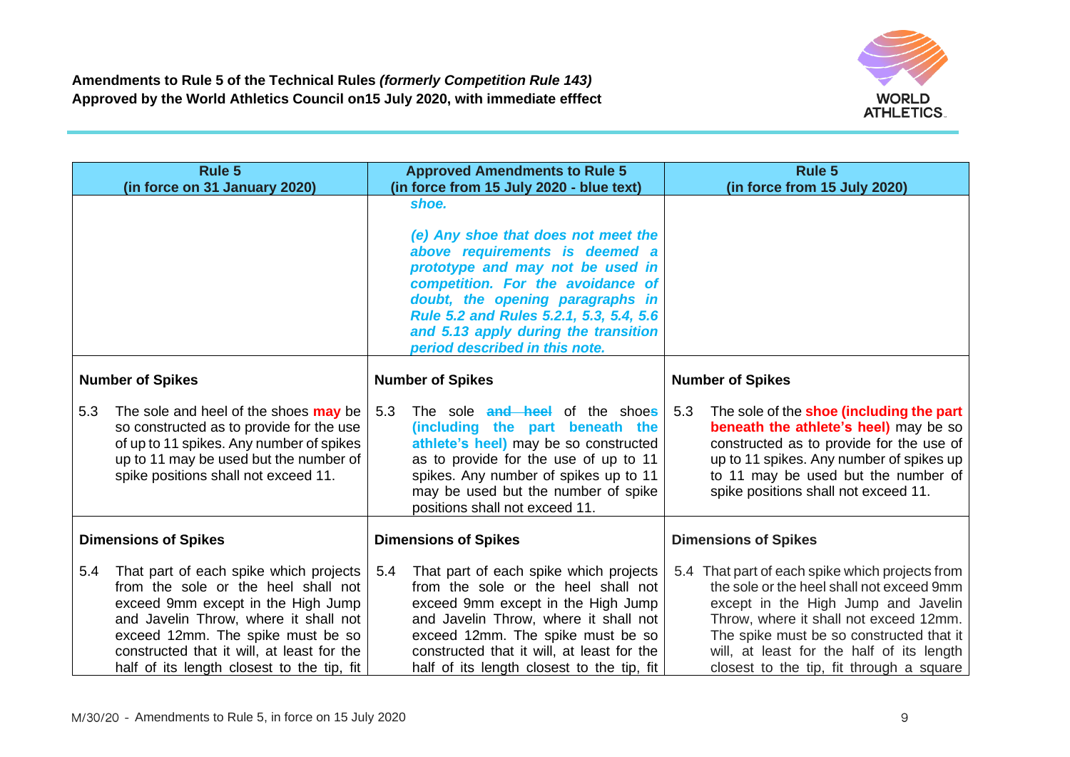**Amendments to Rule 5 of the Technical Rules *(formerly Competition Rule 143)***
**Approved by the World Athletics Council on15 July 2020, with immediate efffect**

| Rule 5 (in force on 31 January 2020) | Approved Amendments to Rule 5 (in force from 15 July 2020 - blue text) | Rule 5 (in force from 15 July 2020) |
|---|---|---|
| | ***shoe.*** <br><br> ***(e) Any shoe that does not meet the above requirements is deemed a prototype and may not be used in competition. For the avoidance of doubt, the opening paragraphs in Rule 5.2 and Rules 5.2.1, 5.3, 5.4, 5.6 and 5.13 apply during the transition period described in this note.*** | |
| **Number of Spikes** | **Number of Spikes** | **Number of Spikes** |
| 5.3 The sole and heel of the shoes **may** be so constructed as to provide for the use of up to 11 spikes. Any number of spikes up to 11 may be used but the number of spike positions shall not exceed 11. | 5.3 The sole ~~**and heel**~~ of the shoe**s** **(including the part beneath the athlete's heel)** may be so constructed as to provide for the use of up to 11 spikes. Any number of spikes up to 11 may be used but the number of spike positions shall not exceed 11. | 5.3 The sole of the **shoe (including the part beneath the athlete's heel)** may be so constructed as to provide for the use of up to 11 spikes. Any number of spikes up to 11 may be used but the number of spike positions shall not exceed 11. |
| **Dimensions of Spikes** | **Dimensions of Spikes** | **Dimensions of Spikes** |
| 5.4 That part of each spike which projects from the sole or the heel shall not exceed 9mm except in the High Jump and Javelin Throw, where it shall not exceed 12mm. The spike must be so constructed that it will, at least for the half of its length closest to the tip, fit | 5.4 That part of each spike which projects from the sole or the heel shall not exceed 9mm except in the High Jump and Javelin Throw, where it shall not exceed 12mm. The spike must be so constructed that it will, at least for the half of its length closest to the tip, fit | 5.4 That part of each spike which projects from the sole or the heel shall not exceed 9mm except in the High Jump and Javelin Throw, where it shall not exceed 12mm. The spike must be so constructed that it will, at least for the half of its length closest to the tip, fit through a square |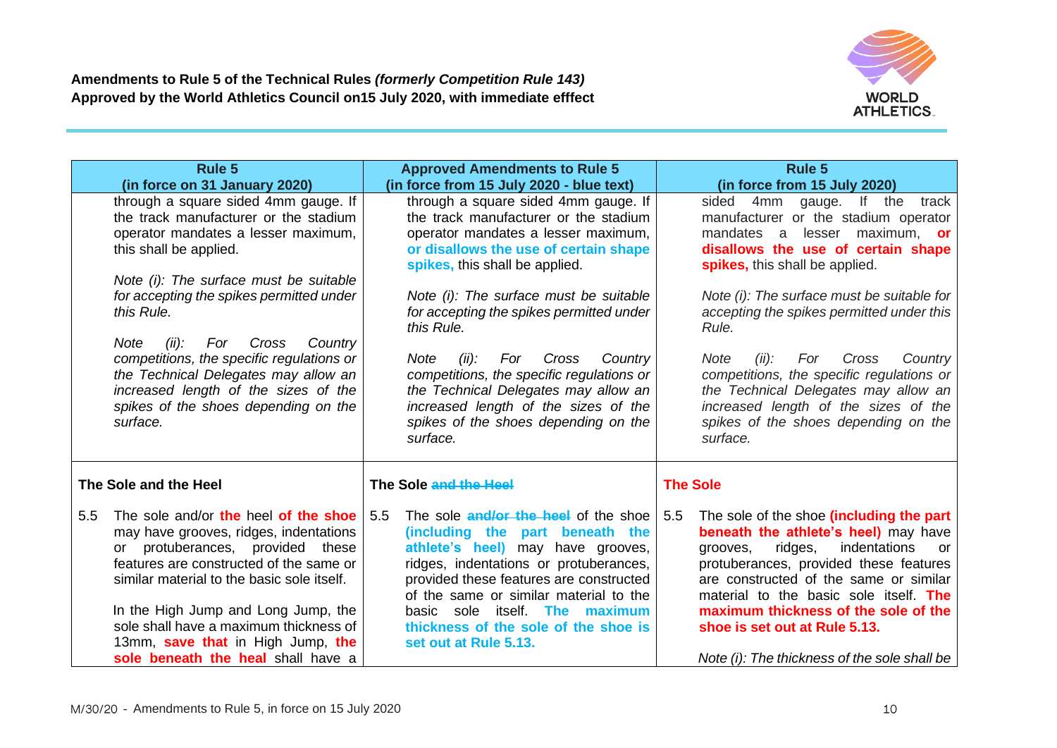**Amendments to Rule 5 of the Technical Rules *(formerly Competition Rule 143)***
**Approved by the World Athletics Council on15 July 2020, with immediate efffect**

| Rule 5 (in force on 31 January 2020) | Approved Amendments to Rule 5 (in force from 15 July 2020 - blue text) | Rule 5 (in force from 15 July 2020) |
|---|---|---|
| through a square sided 4mm gauge. If the track manufacturer or the stadium operator mandates a lesser maximum, this shall be applied. <br><br> *Note (i): The surface must be suitable for accepting the spikes permitted under this Rule.* <br><br> *Note (ii): For Cross Country competitions, the specific regulations or the Technical Delegates may allow an increased length of the sizes of the spikes of the shoes depending on the surface.* | through a square sided 4mm gauge. If the track manufacturer or the stadium operator mandates a lesser maximum, **or disallows the use of certain shape spikes,** this shall be applied. <br><br> *Note (i): The surface must be suitable for accepting the spikes permitted under this Rule.* <br><br> *Note (ii): For Cross Country competitions, the specific regulations or the Technical Delegates may allow an increased length of the sizes of the spikes of the shoes depending on the surface.* | sided 4mm gauge. If the track manufacturer or the stadium operator mandates a lesser maximum, **or disallows the use of certain shape spikes,** this shall be applied. <br><br> *Note (i): The surface must be suitable for accepting the spikes permitted under this Rule.* <br><br> *Note (ii): For Cross Country competitions, the specific regulations or the Technical Delegates may allow an increased length of the sizes of the spikes of the shoes depending on the surface.* |
| **The Sole and the Heel** | **The Sole** ~~and the Heel~~ | **The Sole** |
| 5.5 The sole and/or **the** heel **of the shoe** may have grooves, ridges, indentations or protuberances, provided these features are constructed of the same or similar material to the basic sole itself. <br><br> In the High Jump and Long Jump, the sole shall have a maximum thickness of 13mm, **save that** in High Jump, **the sole beneath the heal** shall have a | 5.5 The sole ~~and/or the heel~~ of the shoe **(including the part beneath the athlete's heel)** may have grooves, ridges, indentations or protuberances, provided these features are constructed of the same or similar material to the basic sole itself. **The maximum thickness of the sole of the shoe is set out at Rule 5.13.** | 5.5 The sole of the shoe **(including the part beneath the athlete's heel)** may have grooves, ridges, indentations or protuberances, provided these features are constructed of the same or similar material to the basic sole itself. **The maximum thickness of the sole of the shoe is set out at Rule 5.13.** <br><br> *Note (i): The thickness of the sole shall be* |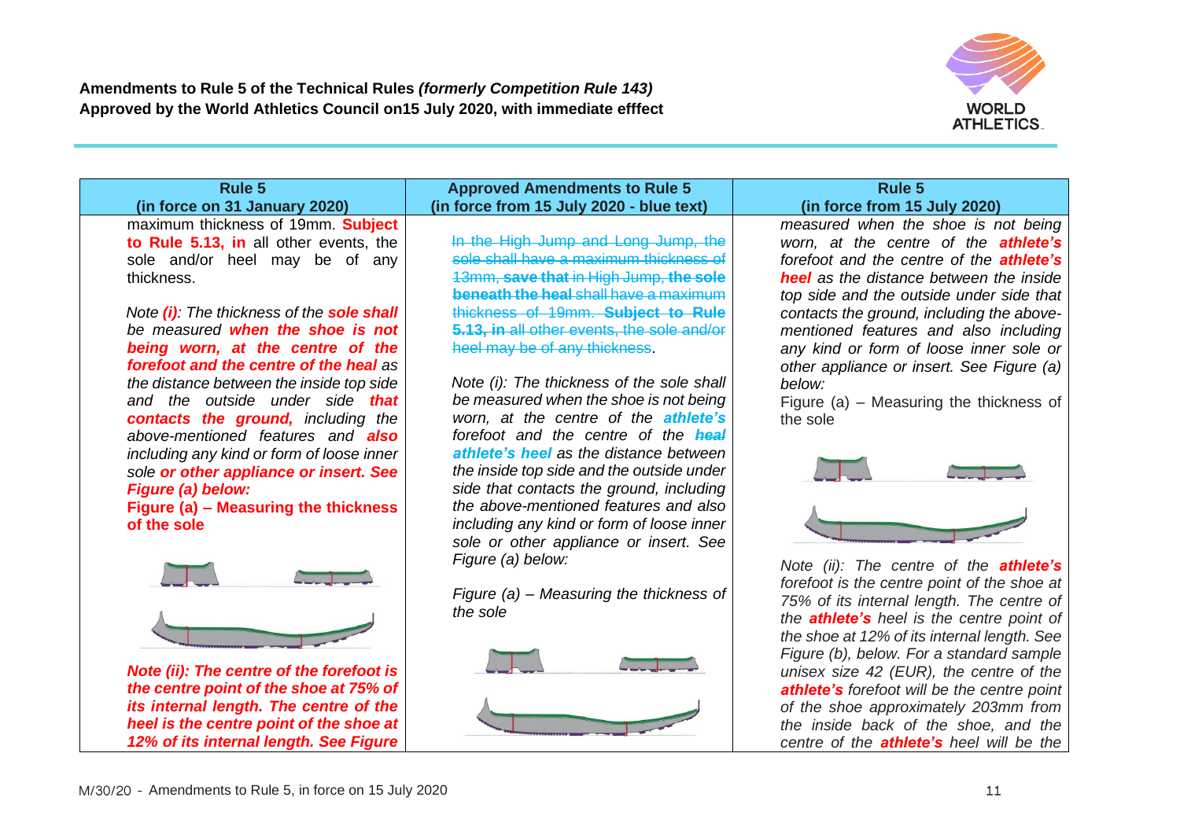**Amendments to Rule 5 of the Technical Rules *(formerly Competition Rule 143)***
**Approved by the World Athletics Council on15 July 2020, with immediate efffect**

| Rule 5 (in force on 31 January 2020) | Approved Amendments to Rule 5 (in force from 15 July 2020 - blue text) | Rule 5 (in force from 15 July 2020) |
|---|---|---|
| maximum thickness of 19mm. **Subject to Rule 5.13, in** all other events, the sole and/or heel may be of any thickness.<br><br>*Note **(i)**: The thickness of the **sole shall be measured when the shoe is not being worn, at the centre of the forefoot and the centre of the heal** as the distance between the inside top side and the outside under side **that contacts the ground,** including the above-mentioned features and **also** including any kind or form of loose inner sole **or other appliance or insert. See Figure (a) below:***<br>**Figure (a) – Measuring the thickness of the sole**<br><br>***Note (ii): The centre of the forefoot is the centre point of the shoe at 75% of its internal length. The centre of the heel is the centre point of the shoe at 12% of its internal length. See Figure*** | ~~In the High Jump and Long Jump, the sole shall have a maximum thickness of 13mm, **save that** in High Jump, **the sole beneath the heal** shall have a maximum thickness of 19mm. **Subject to Rule 5.13, in** all other events, the sole and/or heel may be of any thickness~~.<br><br>*Note (i): The thickness of the sole shall be measured when the shoe is not being worn, at the centre of the **athlete's** forefoot and the centre of the ~~**heal**~~ **athlete's heel** as the distance between the inside top side and the outside under side that contacts the ground, including the above-mentioned features and also including any kind or form of loose inner sole or other appliance or insert. See Figure (a) below:*<br><br>*Figure (a) – Measuring the thickness of the sole* | *measured when the shoe is not being worn, at the centre of the **athlete's** forefoot and the centre of the **athlete's heel** as the distance between the inside top side and the outside under side that contacts the ground, including the above-mentioned features and also including any kind or form of loose inner sole or other appliance or insert. See Figure (a) below:*<br>Figure (a) – Measuring the thickness of the sole<br><br>*Note (ii): The centre of the **athlete's** forefoot is the centre point of the shoe at 75% of its internal length. The centre of the **athlete's** heel is the centre point of the shoe at 12% of its internal length. See Figure (b), below. For a standard sample unisex size 42 (EUR), the centre of the **athlete's** forefoot will be the centre point of the shoe approximately 203mm from the inside back of the shoe, and the centre of the **athlete's** heel will be the* |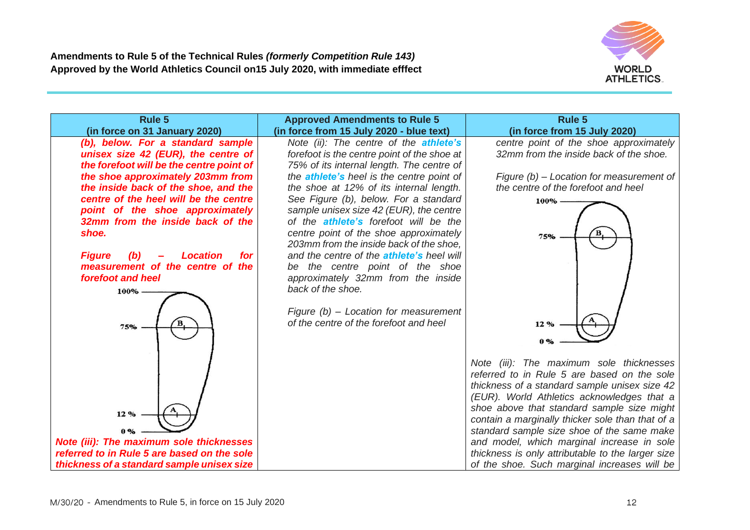**Amendments to Rule 5 of the Technical Rules *(formerly Competition Rule 143)***
**Approved by the World Athletics Council on15 July 2020, with immediate efffect**

| Rule 5 (in force on 31 January 2020) | Approved Amendments to Rule 5 (in force from 15 July 2020 - blue text) | Rule 5 (in force from 15 July 2020) |
|---|---|---|
| ***(b), below. For a standard sample unisex size 42 (EUR), the centre of the forefoot will be the centre point of the shoe approximately 203mm from the inside back of the shoe, and the centre of the heel will be the centre point of the shoe approximately 32mm from the inside back of the shoe.*** <br><br> ***Figure (b) – Location for measurement of the centre of the forefoot and heel*** <br><br> 100% / 75% B / 12 % A / 0 % <br><br> ***Note (iii): The maximum sole thicknesses referred to in Rule 5 are based on the sole thickness of a standard sample unisex size*** | *Note (ii): The centre of the* ***athlete's*** *forefoot is the centre point of the shoe at 75% of its internal length. The centre of the* ***athlete's*** *heel is the centre point of the shoe at 12% of its internal length. See Figure (b), below. For a standard sample unisex size 42 (EUR), the centre of the* ***athlete's*** *forefoot will be the centre point of the shoe approximately 203mm from the inside back of the shoe, and the centre of the* ***athlete's*** *heel will be the centre point of the shoe approximately 32mm from the inside back of the shoe.* <br><br> *Figure (b) – Location for measurement of the centre of the forefoot and heel* | *centre point of the shoe approximately 32mm from the inside back of the shoe.* <br><br> *Figure (b) – Location for measurement of the centre of the forefoot and heel* <br><br> 100% / 75% B / 12 % A / 0 % <br><br> *Note (iii): The maximum sole thicknesses referred to in Rule 5 are based on the sole thickness of a standard sample unisex size 42 (EUR). World Athletics acknowledges that a shoe above that standard sample size might contain a marginally thicker sole than that of a standard sample size shoe of the same make and model, which marginal increase in sole thickness is only attributable to the larger size of the shoe. Such marginal increases will be* |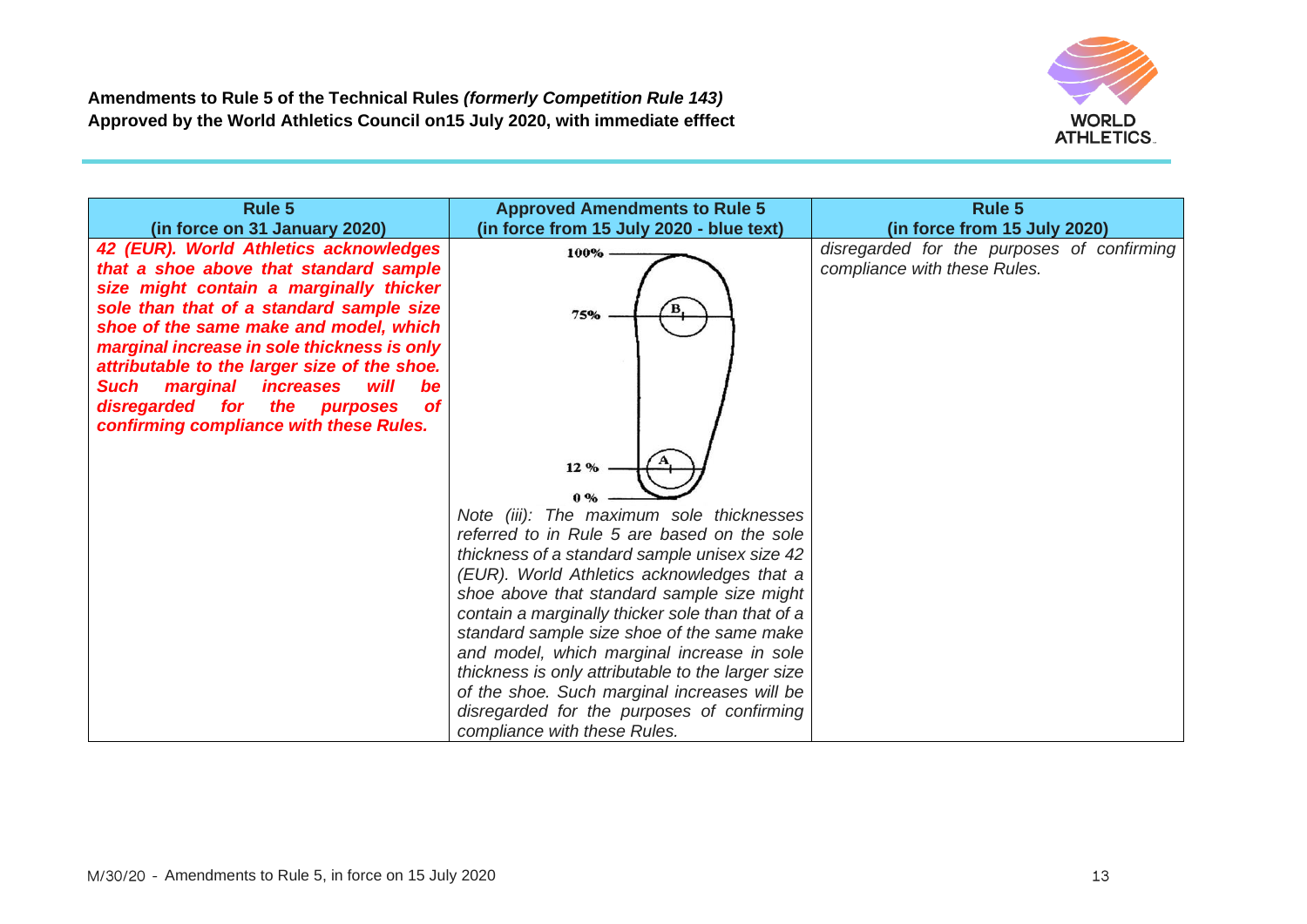**Amendments to Rule 5 of the Technical Rules *(formerly Competition Rule 143)***
**Approved by the World Athletics Council on15 July 2020, with immediate efffect**

| Rule 5 (in force on 31 January 2020) | Approved Amendments to Rule 5 (in force from 15 July 2020 - blue text) | Rule 5 (in force from 15 July 2020) |
| --- | --- | --- |
| ***42 (EUR). World Athletics acknowledges that a shoe above that standard sample size might contain a marginally thicker sole than that of a standard sample size shoe of the same make and model, which marginal increase in sole thickness is only attributable to the larger size of the shoe. Such marginal increases will be disregarded for the purposes of confirming compliance with these Rules.*** | 100% / 75% (B) / 12 % (A) / 0 % <br> *Note (iii): The maximum sole thicknesses referred to in Rule 5 are based on the sole thickness of a standard sample unisex size 42 (EUR). World Athletics acknowledges that a shoe above that standard sample size might contain a marginally thicker sole than that of a standard sample size shoe of the same make and model, which marginal increase in sole thickness is only attributable to the larger size of the shoe. Such marginal increases will be disregarded for the purposes of confirming compliance with these Rules.* | *disregarded for the purposes of confirming compliance with these Rules.* |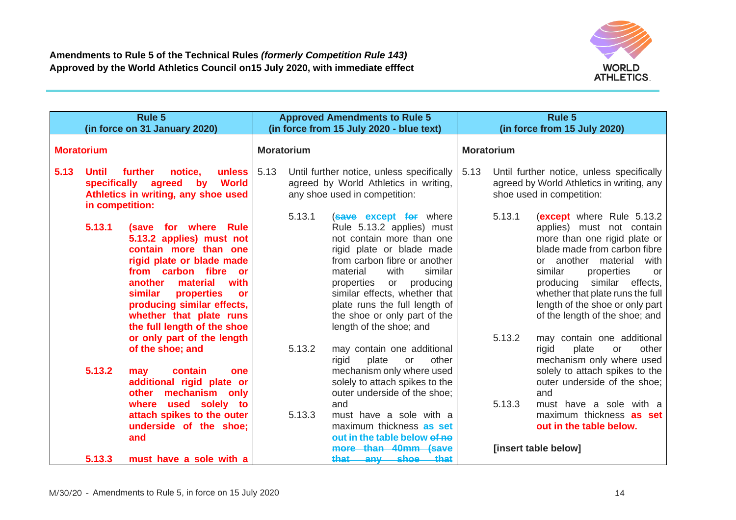**Amendments to Rule 5 of the Technical Rules *(formerly Competition Rule 143)***
**Approved by the World Athletics Council on15 July 2020, with immediate efffect**

| Rule 5 (in force on 31 January 2020) | Approved Amendments to Rule 5 (in force from 15 July 2020 - blue text) | Rule 5 (in force from 15 July 2020) |
|---|---|---|
| **Moratorium** | **Moratorium** | **Moratorium** |
| **5.13 Until further notice, unless specifically agreed by World Athletics in writing, any shoe used in competition:** | 5.13 Until further notice, unless specifically agreed by World Athletics in writing, any shoe used in competition: | 5.13 Until further notice, unless specifically agreed by World Athletics in writing, any shoe used in competition: |
| **5.13.1 (save for where Rule 5.13.2 applies) must not contain more than one rigid plate or blade made from carbon fibre or another material with similar properties or producing similar effects, whether that plate runs the full length of the shoe or only part of the length of the shoe; and** | 5.13.1 (~~save~~ **except** ~~for~~ where Rule 5.13.2 applies) must not contain more than one rigid plate or blade made from carbon fibre or another material with similar properties or producing similar effects, whether that plate runs the full length of the shoe or only part of the length of the shoe; and | 5.13.1 (**except** where Rule 5.13.2 applies) must not contain more than one rigid plate or blade made from carbon fibre or another material with similar properties or producing similar effects, whether that plate runs the full length of the shoe or only part of the length of the shoe; and |
| **5.13.2 may contain one additional rigid plate or other mechanism only where used solely to attach spikes to the outer underside of the shoe; and** | 5.13.2 may contain one additional rigid plate or other mechanism only where used solely to attach spikes to the outer underside of the shoe; and | 5.13.2 may contain one additional rigid plate or other mechanism only where used solely to attach spikes to the outer underside of the shoe; and |
| **5.13.3 must have a sole with a** | 5.13.3 must have a sole with a maximum thickness **as set out in the table below** ~~of no more than 40mm (save that any shoe that~~ | 5.13.3 must have a sole with a maximum thickness **as set out in the table below.** **[insert table below]** |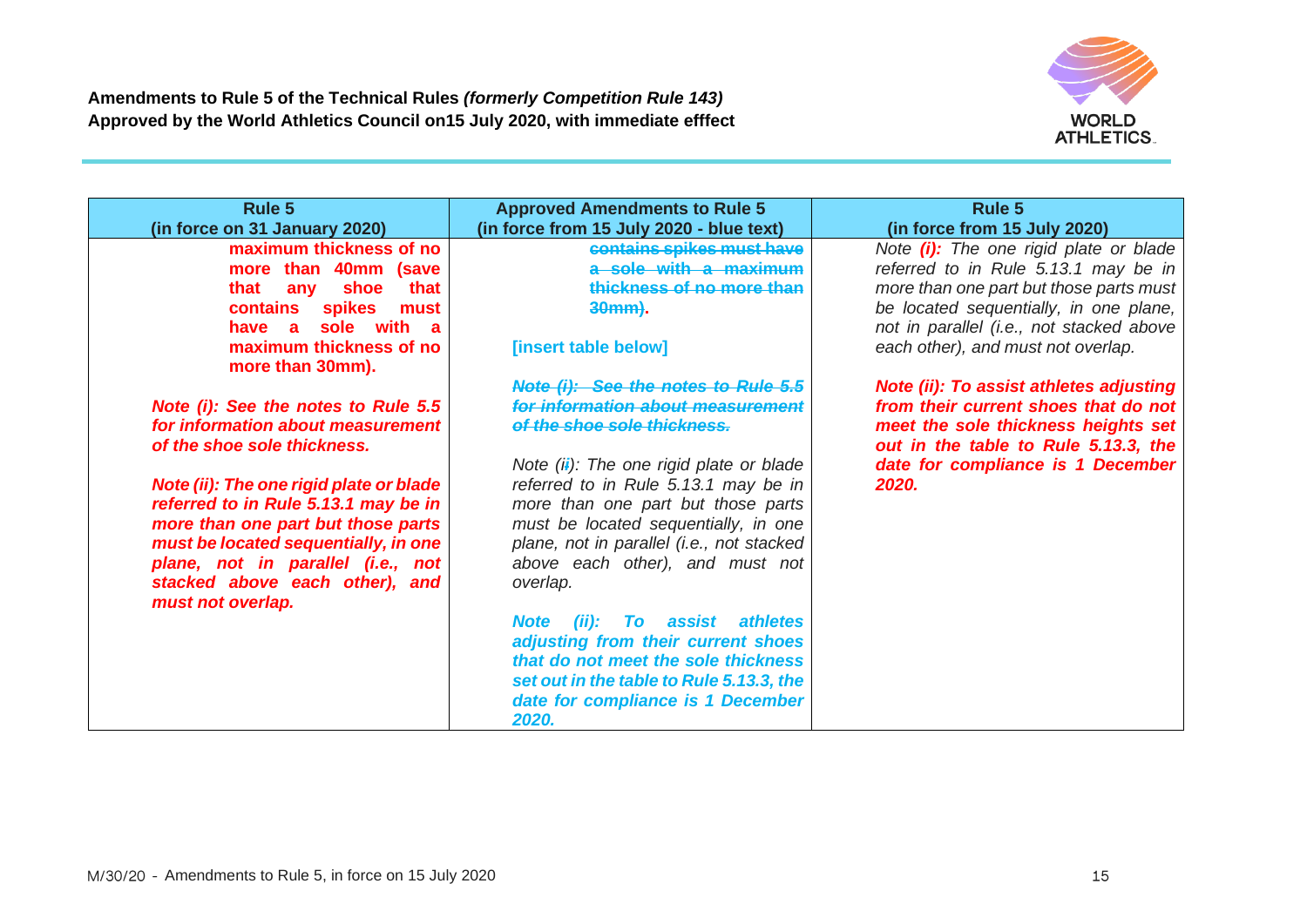**Amendments to Rule 5 of the Technical Rules *(formerly Competition Rule 143)***
**Approved by the World Athletics Council on15 July 2020, with immediate efffect**

| Rule 5 (in force on 31 January 2020) | Approved Amendments to Rule 5 (in force from 15 July 2020 - blue text) | Rule 5 (in force from 15 July 2020) |
|---|---|---|
| **maximum thickness of no more than 40mm (save that any shoe that contains spikes must have a sole with a maximum thickness of no more than 30mm).**<br><br>***Note (i): See the notes to Rule 5.5 for information about measurement of the shoe sole thickness.***<br><br>***Note (ii): The one rigid plate or blade referred to in Rule 5.13.1 may be in more than one part but those parts must be located sequentially, in one plane, not in parallel (i.e., not stacked above each other), and must not overlap.*** | ~~contains spikes must have a sole with a maximum thickness of no more than 30mm)~~.<br><br>**[insert table below]**<br><br>~~*Note (i): See the notes to Rule 5.5 for information about measurement of the shoe sole thickness.*~~<br><br>*Note (i~~i~~): The one rigid plate or blade referred to in Rule 5.13.1 may be in more than one part but those parts must be located sequentially, in one plane, not in parallel (i.e., not stacked above each other), and must not overlap.*<br><br>***Note (ii): To assist athletes adjusting from their current shoes that do not meet the sole thickness set out in the table to Rule 5.13.3, the date for compliance is 1 December 2020.*** | *Note **(i):** The one rigid plate or blade referred to in Rule 5.13.1 may be in more than one part but those parts must be located sequentially, in one plane, not in parallel (i.e., not stacked above each other), and must not overlap.*<br><br>***Note (ii): To assist athletes adjusting from their current shoes that do not meet the sole thickness heights set out in the table to Rule 5.13.3, the date for compliance is 1 December 2020.*** |

M/30/20 - Amendments to Rule 5, in force on 15 July 2020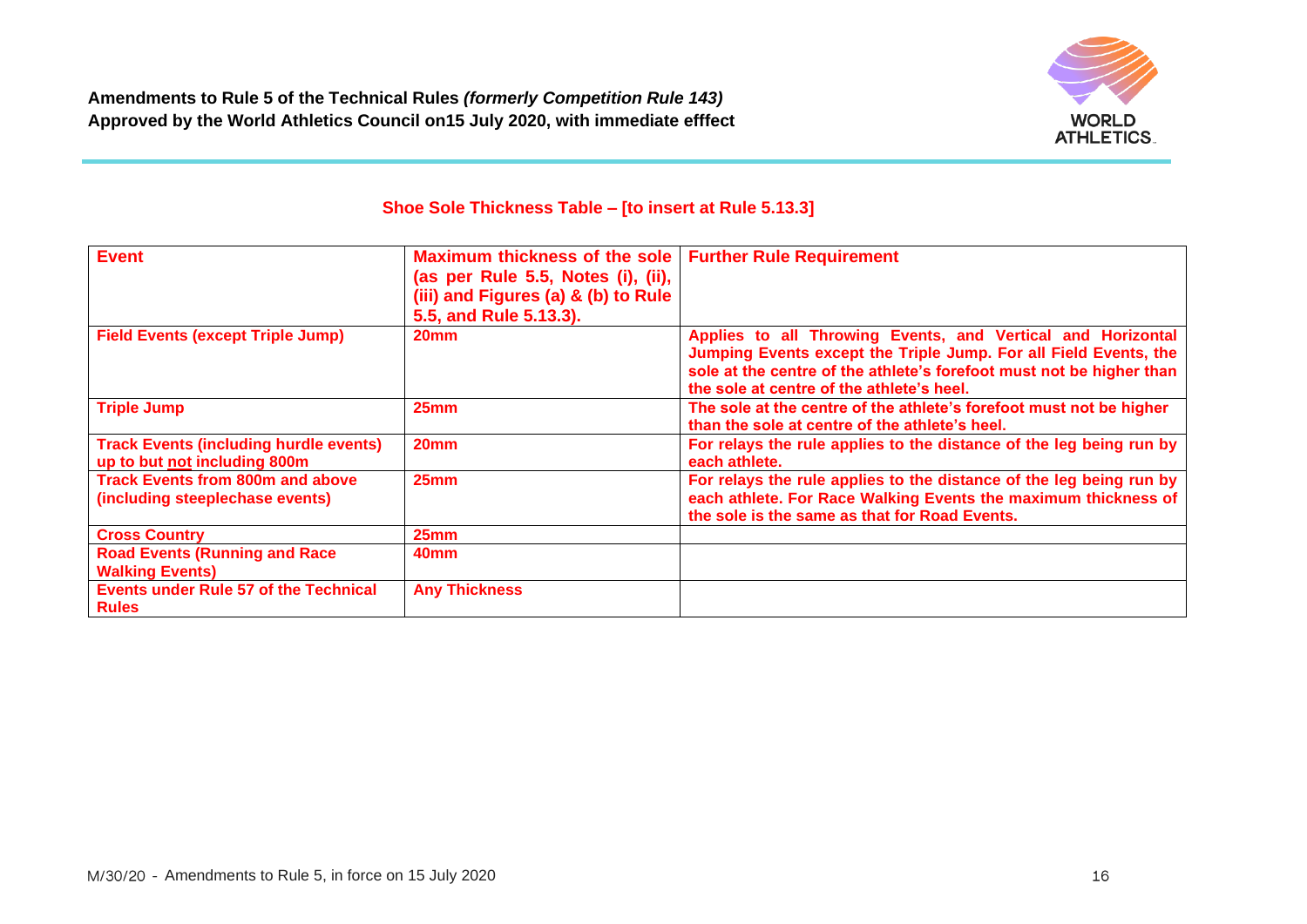**Amendments to Rule 5 of the Technical Rules *(formerly Competition Rule 143)***
**Approved by the World Athletics Council on15 July 2020, with immediate efffect**

## Shoe Sole Thickness Table – [to insert at Rule 5.13.3]

| Event | Maximum thickness of the sole (as per Rule 5.5, Notes (i), (ii), (iii) and Figures (a) & (b) to Rule 5.5, and Rule 5.13.3). | Further Rule Requirement |
|---|---|---|
| Field Events (except Triple Jump) | 20mm | Applies to all Throwing Events, and Vertical and Horizontal Jumping Events except the Triple Jump. For all Field Events, the sole at the centre of the athlete's forefoot must not be higher than the sole at centre of the athlete's heel. |
| Triple Jump | 25mm | The sole at the centre of the athlete's forefoot must not be higher than the sole at centre of the athlete's heel. |
| Track Events (including hurdle events) up to but <u>not</u> including 800m | 20mm | For relays the rule applies to the distance of the leg being run by each athlete. |
| Track Events from 800m and above (including steeplechase events) | 25mm | For relays the rule applies to the distance of the leg being run by each athlete. For Race Walking Events the maximum thickness of the sole is the same as that for Road Events. |
| Cross Country | 25mm | |
| Road Events (Running and Race Walking Events) | 40mm | |
| Events under Rule 57 of the Technical Rules | Any Thickness | |

M/30/20 - Amendments to Rule 5, in force on 15 July 2020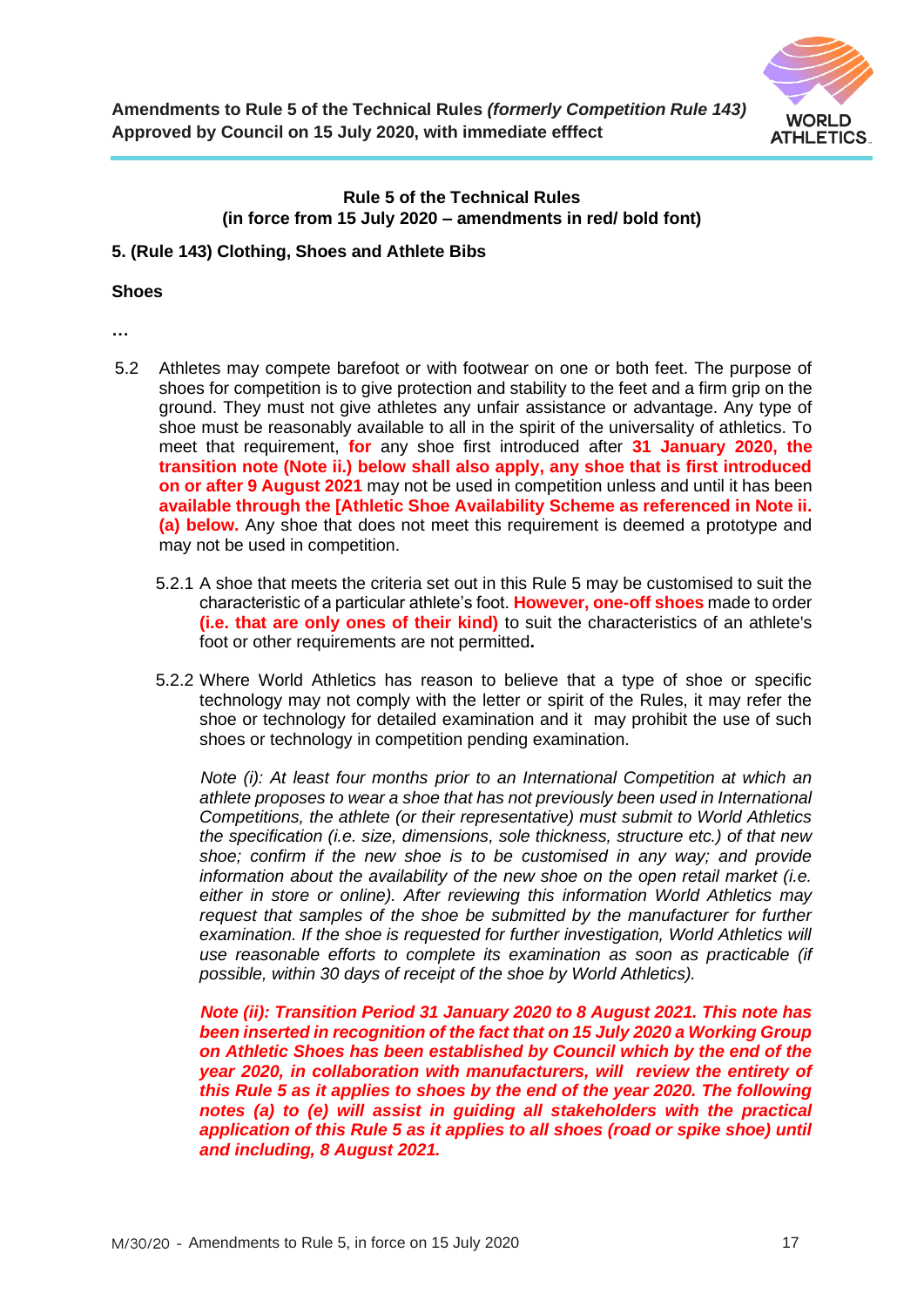**Amendments to Rule 5 of the Technical Rules *(formerly Competition Rule 143)***
**Approved by Council on 15 July 2020, with immediate efffect**

**Rule 5 of the Technical Rules**
**(in force from 15 July 2020 – amendments in red/ bold font)**

**5. (Rule 143) Clothing, Shoes and Athlete Bibs**

**Shoes**

**…**

5.2 Athletes may compete barefoot or with footwear on one or both feet. The purpose of shoes for competition is to give protection and stability to the feet and a firm grip on the ground. They must not give athletes any unfair assistance or advantage. Any type of shoe must be reasonably available to all in the spirit of the universality of athletics. To meet that requirement, **for** any shoe first introduced after **31 January 2020, the transition note (Note ii.) below shall also apply, any shoe that is first introduced on or after 9 August 2021** may not be used in competition unless and until it has been **available through the [Athletic Shoe Availability Scheme as referenced in Note ii. (a) below.** Any shoe that does not meet this requirement is deemed a prototype and may not be used in competition.

5.2.1 A shoe that meets the criteria set out in this Rule 5 may be customised to suit the characteristic of a particular athlete's foot. **However, one-off shoes** made to order **(i.e. that are only ones of their kind)** to suit the characteristics of an athlete's foot or other requirements are not permitted**.**

5.2.2 Where World Athletics has reason to believe that a type of shoe or specific technology may not comply with the letter or spirit of the Rules, it may refer the shoe or technology for detailed examination and it may prohibit the use of such shoes or technology in competition pending examination.

*Note (i): At least four months prior to an International Competition at which an athlete proposes to wear a shoe that has not previously been used in International Competitions, the athlete (or their representative) must submit to World Athletics the specification (i.e. size, dimensions, sole thickness, structure etc.) of that new shoe; confirm if the new shoe is to be customised in any way; and provide information about the availability of the new shoe on the open retail market (i.e. either in store or online). After reviewing this information World Athletics may request that samples of the shoe be submitted by the manufacturer for further examination. If the shoe is requested for further investigation, World Athletics will use reasonable efforts to complete its examination as soon as practicable (if possible, within 30 days of receipt of the shoe by World Athletics).*

***Note (ii): Transition Period 31 January 2020 to 8 August 2021. This note has been inserted in recognition of the fact that on 15 July 2020 a Working Group on Athletic Shoes has been established by Council which by the end of the year 2020, in collaboration with manufacturers, will review the entirety of this Rule 5 as it applies to shoes by the end of the year 2020. The following notes (a) to (e) will assist in guiding all stakeholders with the practical application of this Rule 5 as it applies to all shoes (road or spike shoe) until and including, 8 August 2021.***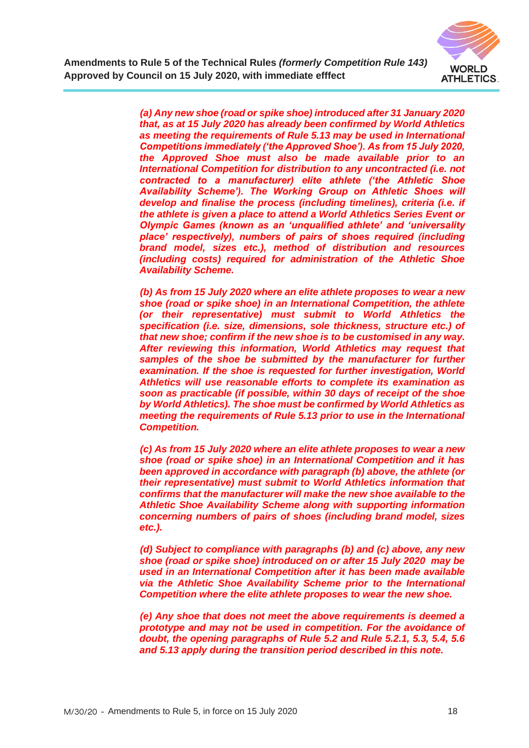*(a) Any new shoe (road or spike shoe) introduced after 31 January 2020 that, as at 15 July 2020 has already been confirmed by World Athletics as meeting the requirements of Rule 5.13 may be used in International Competitions immediately ('the Approved Shoe'). As from 15 July 2020, the Approved Shoe must also be made available prior to an International Competition for distribution to any uncontracted (i.e. not contracted to a manufacturer) elite athlete ('the Athletic Shoe Availability Scheme'). The Working Group on Athletic Shoes will develop and finalise the process (including timelines), criteria (i.e. if the athlete is given a place to attend a World Athletics Series Event or Olympic Games (known as an 'unqualified athlete' and 'universality place' respectively), numbers of pairs of shoes required (including brand model, sizes etc.), method of distribution and resources (including costs) required for administration of the Athletic Shoe Availability Scheme.*

*(b) As from 15 July 2020 where an elite athlete proposes to wear a new shoe (road or spike shoe) in an International Competition, the athlete (or their representative) must submit to World Athletics the specification (i.e. size, dimensions, sole thickness, structure etc.) of that new shoe; confirm if the new shoe is to be customised in any way. After reviewing this information, World Athletics may request that samples of the shoe be submitted by the manufacturer for further examination. If the shoe is requested for further investigation, World Athletics will use reasonable efforts to complete its examination as soon as practicable (if possible, within 30 days of receipt of the shoe by World Athletics). The shoe must be confirmed by World Athletics as meeting the requirements of Rule 5.13 prior to use in the International Competition.*

*(c) As from 15 July 2020 where an elite athlete proposes to wear a new shoe (road or spike shoe) in an International Competition and it has been approved in accordance with paragraph (b) above, the athlete (or their representative) must submit to World Athletics information that confirms that the manufacturer will make the new shoe available to the Athletic Shoe Availability Scheme along with supporting information concerning numbers of pairs of shoes (including brand model, sizes etc.).*

*(d) Subject to compliance with paragraphs (b) and (c) above, any new shoe (road or spike shoe) introduced on or after 15 July 2020 may be used in an International Competition after it has been made available via the Athletic Shoe Availability Scheme prior to the International Competition where the elite athlete proposes to wear the new shoe.*

*(e) Any shoe that does not meet the above requirements is deemed a prototype and may not be used in competition. For the avoidance of doubt, the opening paragraphs of Rule 5.2 and Rule 5.2.1, 5.3, 5.4, 5.6 and 5.13 apply during the transition period described in this note.*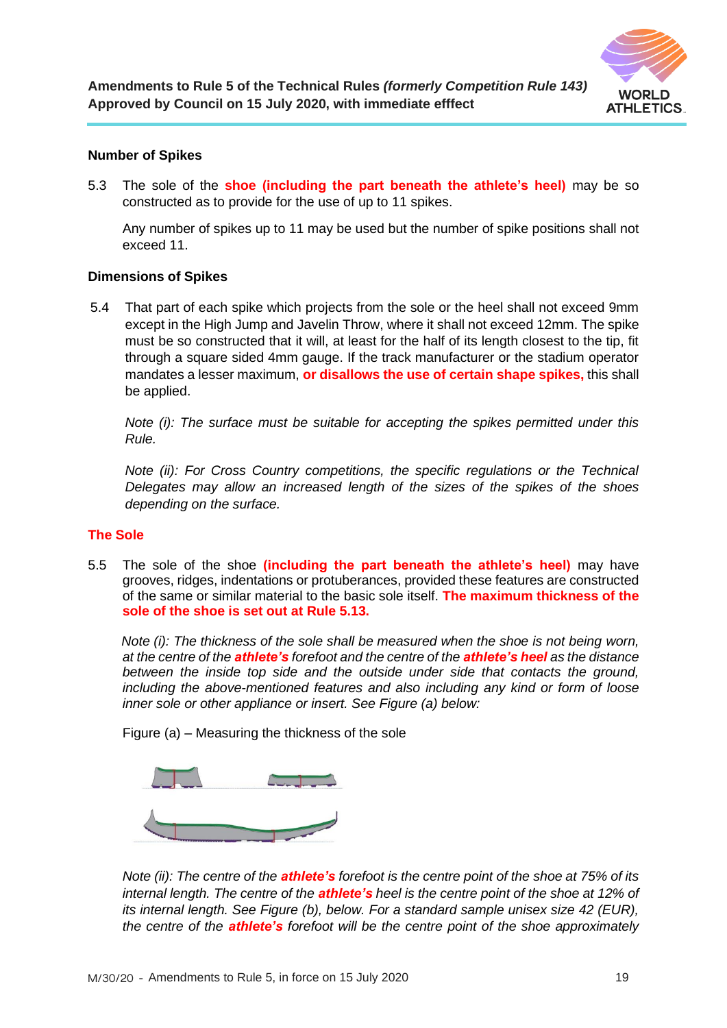**Number of Spikes**

5.3 The sole of the **shoe (including the part beneath the athlete's heel)** may be so constructed as to provide for the use of up to 11 spikes.

Any number of spikes up to 11 may be used but the number of spike positions shall not exceed 11.

**Dimensions of Spikes**

5.4 That part of each spike which projects from the sole or the heel shall not exceed 9mm except in the High Jump and Javelin Throw, where it shall not exceed 12mm. The spike must be so constructed that it will, at least for the half of its length closest to the tip, fit through a square sided 4mm gauge. If the track manufacturer or the stadium operator mandates a lesser maximum, **or disallows the use of certain shape spikes,** this shall be applied.

*Note (i): The surface must be suitable for accepting the spikes permitted under this Rule.*

*Note (ii): For Cross Country competitions, the specific regulations or the Technical Delegates may allow an increased length of the sizes of the spikes of the shoes depending on the surface.*

**The Sole**

5.5 The sole of the shoe **(including the part beneath the athlete's heel)** may have grooves, ridges, indentations or protuberances, provided these features are constructed of the same or similar material to the basic sole itself. **The maximum thickness of the sole of the shoe is set out at Rule 5.13.**

*Note (i): The thickness of the sole shall be measured when the shoe is not being worn, at the centre of the* ***athlete's*** *forefoot and the centre of the* ***athlete's heel*** *as the distance between the inside top side and the outside under side that contacts the ground, including the above-mentioned features and also including any kind or form of loose inner sole or other appliance or insert. See Figure (a) below:*

Figure (a) – Measuring the thickness of the sole

*Note (ii): The centre of the* ***athlete's*** *forefoot is the centre point of the shoe at 75% of its internal length. The centre of the* ***athlete's*** *heel is the centre point of the shoe at 12% of its internal length. See Figure (b), below. For a standard sample unisex size 42 (EUR), the centre of the* ***athlete's*** *forefoot will be the centre point of the shoe approximately*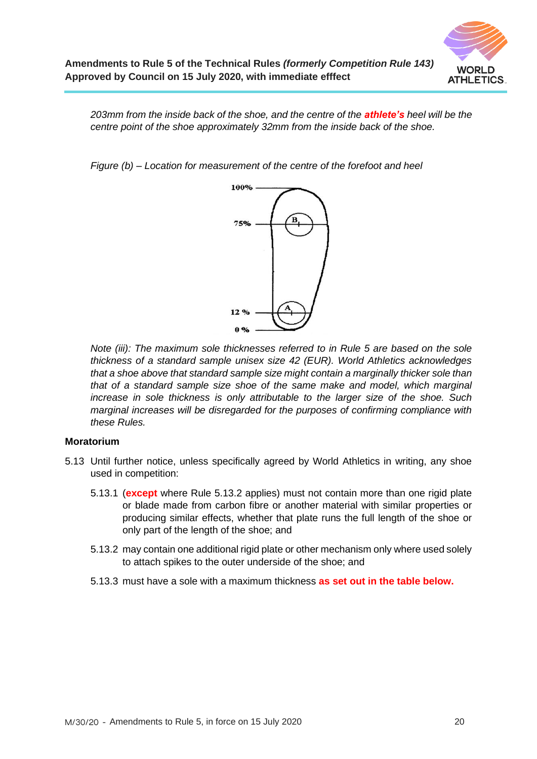*203mm from the inside back of the shoe, and the centre of the **athlete's** heel will be the centre point of the shoe approximately 32mm from the inside back of the shoe.*

*Figure (b) – Location for measurement of the centre of the forefoot and heel*

100%

75%

12 %

0 %

*Note (iii): The maximum sole thicknesses referred to in Rule 5 are based on the sole thickness of a standard sample unisex size 42 (EUR). World Athletics acknowledges that a shoe above that standard sample size might contain a marginally thicker sole than that of a standard sample size shoe of the same make and model, which marginal increase in sole thickness is only attributable to the larger size of the shoe. Such marginal increases will be disregarded for the purposes of confirming compliance with these Rules.*

**Moratorium**

5.13 Until further notice, unless specifically agreed by World Athletics in writing, any shoe used in competition:

5.13.1 (**except** where Rule 5.13.2 applies) must not contain more than one rigid plate or blade made from carbon fibre or another material with similar properties or producing similar effects, whether that plate runs the full length of the shoe or only part of the length of the shoe; and

5.13.2 may contain one additional rigid plate or other mechanism only where used solely to attach spikes to the outer underside of the shoe; and

5.13.3 must have a sole with a maximum thickness **as set out in the table below.**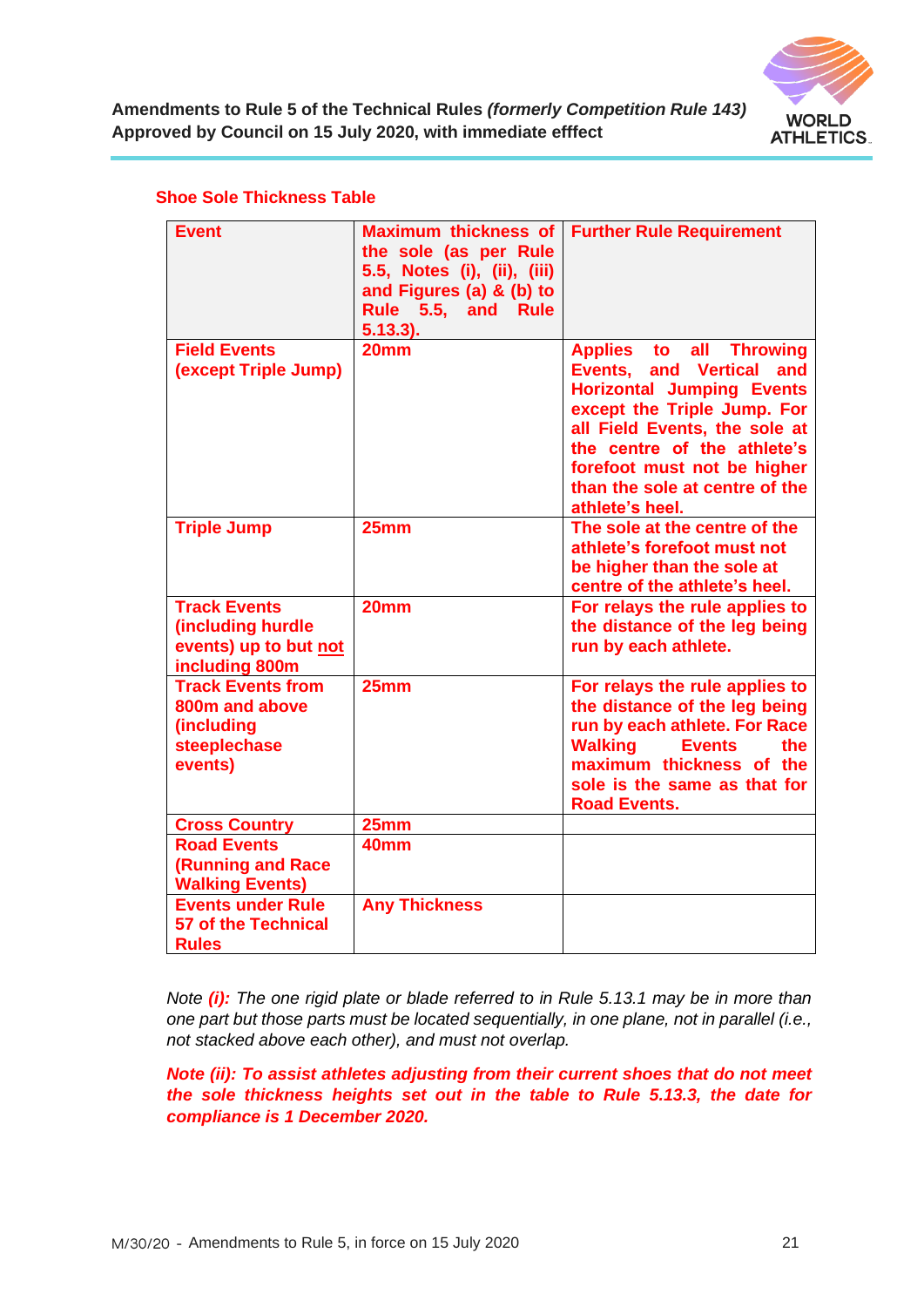### Shoe Sole Thickness Table

| Event | Maximum thickness of the sole (as per Rule 5.5, Notes (i), (ii), (iii) and Figures (a) & (b) to Rule 5.5, and Rule 5.13.3). | Further Rule Requirement |
|---|---|---|
| Field Events (except Triple Jump) | 20mm | Applies to all Throwing Events, and Vertical and Horizontal Jumping Events except the Triple Jump. For all Field Events, the sole at the centre of the athlete's forefoot must not be higher than the sole at centre of the athlete's heel. |
| Triple Jump | 25mm | The sole at the centre of the athlete's forefoot must not be higher than the sole at centre of the athlete's heel. |
| Track Events (including hurdle events) up to but not including 800m | 20mm | For relays the rule applies to the distance of the leg being run by each athlete. |
| Track Events from 800m and above (including steeplechase events) | 25mm | For relays the rule applies to the distance of the leg being run by each athlete. For Race Walking Events the maximum thickness of the sole is the same as that for Road Events. |
| Cross Country | 25mm | |
| Road Events (Running and Race Walking Events) | 40mm | |
| Events under Rule 57 of the Technical Rules | Any Thickness | |

*Note **(i):** The one rigid plate or blade referred to in Rule 5.13.1 may be in more than one part but those parts must be located sequentially, in one plane, not in parallel (i.e., not stacked above each other), and must not overlap.*

***Note (ii): To assist athletes adjusting from their current shoes that do not meet the sole thickness heights set out in the table to Rule 5.13.3, the date for compliance is 1 December 2020.***